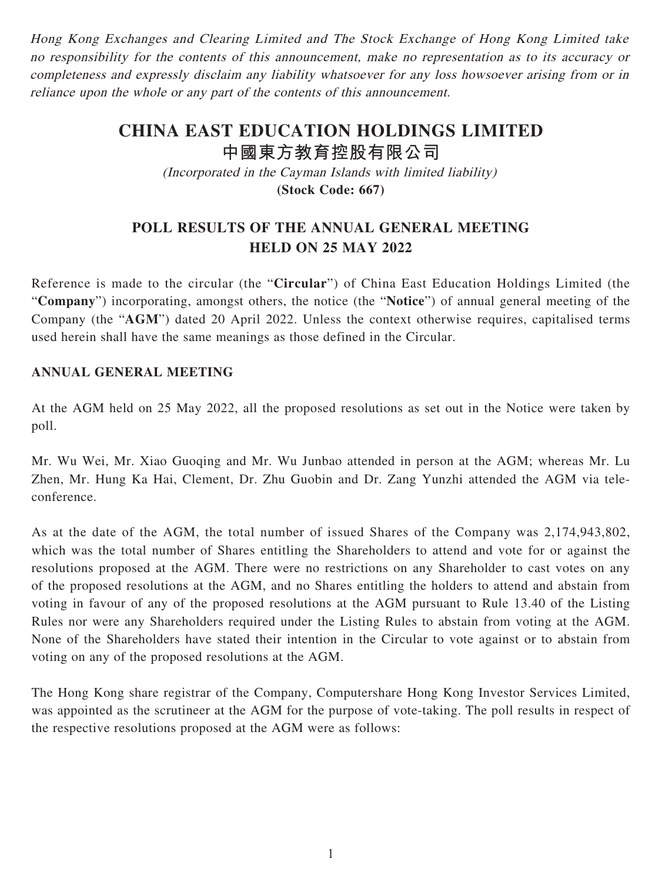*Hong Kong Exchanges and Clearing Limited and The Stock Exchange of Hong Kong Limited take no responsibility for the contents of this announcement, make no representation as to its accuracy or completeness and expressly disclaim any liability whatsoever for any loss howsoever arising from or in reliance upon the whole or any part of the contents of this announcement.*

# CHINA EAST EDUCATION HOLDINGS LIMITED
# 中國東方教育控股有限公司

*(Incorporated in the Cayman Islands with limited liability)*
**(Stock Code: 667)**

## POLL RESULTS OF THE ANNUAL GENERAL MEETING HELD ON 25 MAY 2022

Reference is made to the circular (the "**Circular**") of China East Education Holdings Limited (the "**Company**") incorporating, amongst others, the notice (the "**Notice**") of annual general meeting of the Company (the "**AGM**") dated 20 April 2022. Unless the context otherwise requires, capitalised terms used herein shall have the same meanings as those defined in the Circular.

### ANNUAL GENERAL MEETING

At the AGM held on 25 May 2022, all the proposed resolutions as set out in the Notice were taken by poll.

Mr. Wu Wei, Mr. Xiao Guoqing and Mr. Wu Junbao attended in person at the AGM; whereas Mr. Lu Zhen, Mr. Hung Ka Hai, Clement, Dr. Zhu Guobin and Dr. Zang Yunzhi attended the AGM via tele-conference.

As at the date of the AGM, the total number of issued Shares of the Company was 2,174,943,802, which was the total number of Shares entitling the Shareholders to attend and vote for or against the resolutions proposed at the AGM. There were no restrictions on any Shareholder to cast votes on any of the proposed resolutions at the AGM, and no Shares entitling the holders to attend and abstain from voting in favour of any of the proposed resolutions at the AGM pursuant to Rule 13.40 of the Listing Rules nor were any Shareholders required under the Listing Rules to abstain from voting at the AGM. None of the Shareholders have stated their intention in the Circular to vote against or to abstain from voting on any of the proposed resolutions at the AGM.

The Hong Kong share registrar of the Company, Computershare Hong Kong Investor Services Limited, was appointed as the scrutineer at the AGM for the purpose of vote-taking. The poll results in respect of the respective resolutions proposed at the AGM were as follows: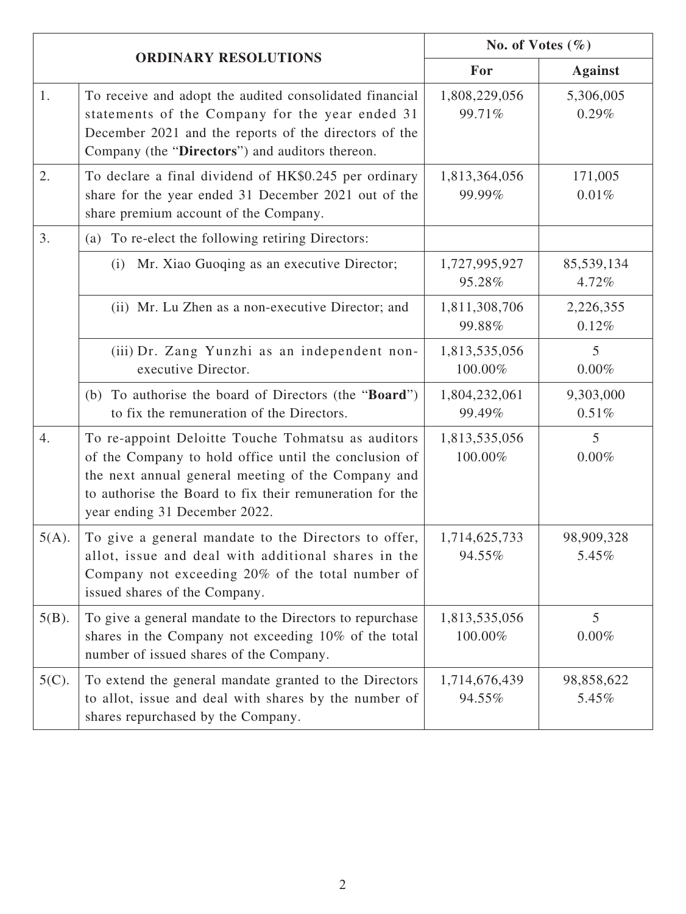| ORDINARY RESOLUTIONS | | No. of Votes (%) | |
|---|---|---|---|
| | | **For** | **Against** |
| 1. | To receive and adopt the audited consolidated financial statements of the Company for the year ended 31 December 2021 and the reports of the directors of the Company (the "**Directors**") and auditors thereon. | 1,808,229,056<br>99.71% | 5,306,005<br>0.29% |
| 2. | To declare a final dividend of HK$0.245 per ordinary share for the year ended 31 December 2021 out of the share premium account of the Company. | 1,813,364,056<br>99.99% | 171,005<br>0.01% |
| 3. | (a) To re-elect the following retiring Directors: | | |
| | (i) Mr. Xiao Guoqing as an executive Director; | 1,727,995,927<br>95.28% | 85,539,134<br>4.72% |
| | (ii) Mr. Lu Zhen as a non-executive Director; and | 1,811,308,706<br>99.88% | 2,226,355<br>0.12% |
| | (iii) Dr. Zang Yunzhi as an independent non-executive Director. | 1,813,535,056<br>100.00% | 5<br>0.00% |
| | (b) To authorise the board of Directors (the "**Board**") to fix the remuneration of the Directors. | 1,804,232,061<br>99.49% | 9,303,000<br>0.51% |
| 4. | To re-appoint Deloitte Touche Tohmatsu as auditors of the Company to hold office until the conclusion of the next annual general meeting of the Company and to authorise the Board to fix their remuneration for the year ending 31 December 2022. | 1,813,535,056<br>100.00% | 5<br>0.00% |
| 5(A). | To give a general mandate to the Directors to offer, allot, issue and deal with additional shares in the Company not exceeding 20% of the total number of issued shares of the Company. | 1,714,625,733<br>94.55% | 98,909,328<br>5.45% |
| 5(B). | To give a general mandate to the Directors to repurchase shares in the Company not exceeding 10% of the total number of issued shares of the Company. | 1,813,535,056<br>100.00% | 5<br>0.00% |
| 5(C). | To extend the general mandate granted to the Directors to allot, issue and deal with shares by the number of shares repurchased by the Company. | 1,714,676,439<br>94.55% | 98,858,622<br>5.45% |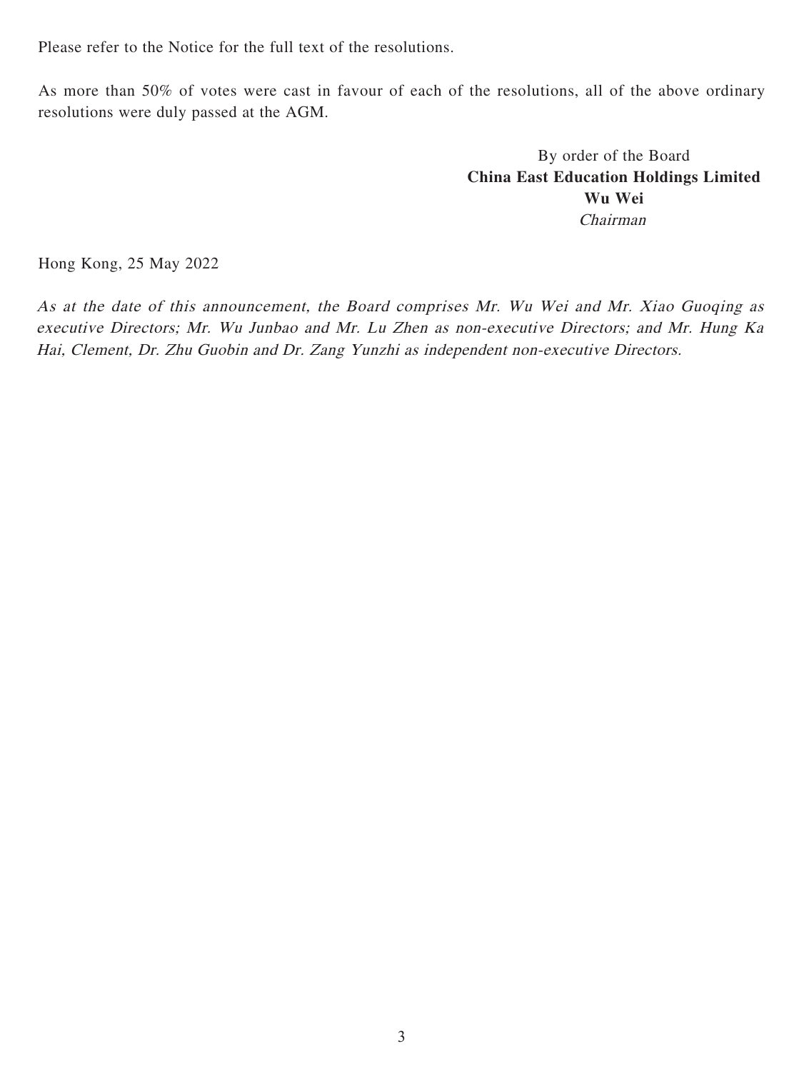Please refer to the Notice for the full text of the resolutions.

As more than 50% of votes were cast in favour of each of the resolutions, all of the above ordinary resolutions were duly passed at the AGM.

By order of the Board
**China East Education Holdings Limited**
**Wu Wei**
*Chairman*

Hong Kong, 25 May 2022

*As at the date of this announcement, the Board comprises Mr. Wu Wei and Mr. Xiao Guoqing as executive Directors; Mr. Wu Junbao and Mr. Lu Zhen as non-executive Directors; and Mr. Hung Ka Hai, Clement, Dr. Zhu Guobin and Dr. Zang Yunzhi as independent non-executive Directors.*